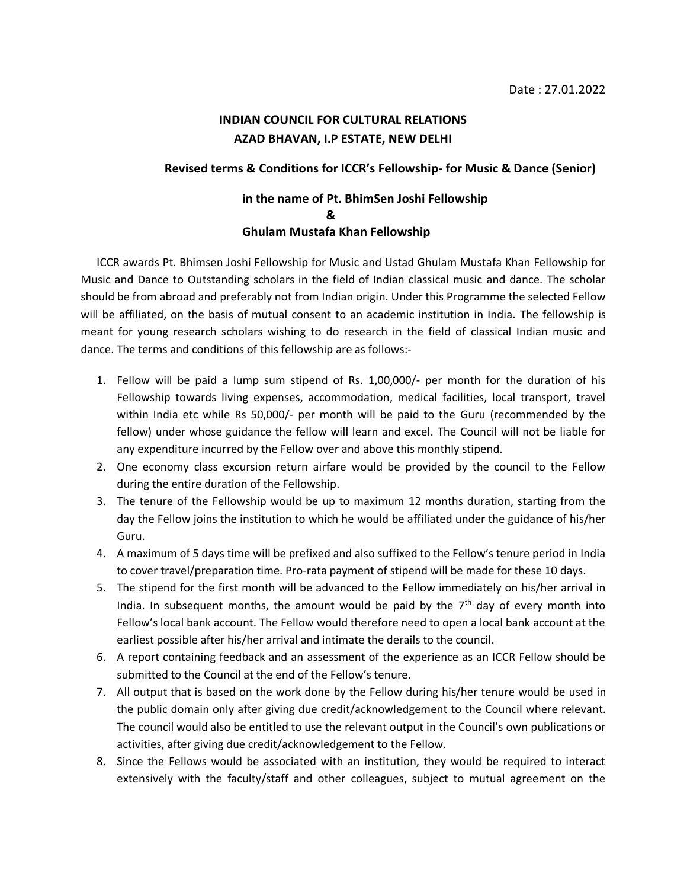Date : 27.01.2022

# INDIAN COUNCIL FOR CULTURAL RELATIONS
# AZAD BHAVAN, I.P ESTATE, NEW DELHI

## Revised terms & Conditions for ICCR's Fellowship- for Music & Dance (Senior)

## in the name of Pt. BhimSen Joshi Fellowship & Ghulam Mustafa Khan Fellowship

ICCR awards Pt. Bhimsen Joshi Fellowship for Music and Ustad Ghulam Mustafa Khan Fellowship for Music and Dance to Outstanding scholars in the field of Indian classical music and dance. The scholar should be from abroad and preferably not from Indian origin. Under this Programme the selected Fellow will be affiliated, on the basis of mutual consent to an academic institution in India. The fellowship is meant for young research scholars wishing to do research in the field of classical Indian music and dance. The terms and conditions of this fellowship are as follows:-

1. Fellow will be paid a lump sum stipend of Rs. 1,00,000/- per month for the duration of his Fellowship towards living expenses, accommodation, medical facilities, local transport, travel within India etc while Rs 50,000/- per month will be paid to the Guru (recommended by the fellow) under whose guidance the fellow will learn and excel. The Council will not be liable for any expenditure incurred by the Fellow over and above this monthly stipend.
2. One economy class excursion return airfare would be provided by the council to the Fellow during the entire duration of the Fellowship.
3. The tenure of the Fellowship would be up to maximum 12 months duration, starting from the day the Fellow joins the institution to which he would be affiliated under the guidance of his/her Guru.
4. A maximum of 5 days time will be prefixed and also suffixed to the Fellow's tenure period in India to cover travel/preparation time. Pro-rata payment of stipend will be made for these 10 days.
5. The stipend for the first month will be advanced to the Fellow immediately on his/her arrival in India. In subsequent months, the amount would be paid by the 7th day of every month into Fellow's local bank account. The Fellow would therefore need to open a local bank account at the earliest possible after his/her arrival and intimate the derails to the council.
6. A report containing feedback and an assessment of the experience as an ICCR Fellow should be submitted to the Council at the end of the Fellow's tenure.
7. All output that is based on the work done by the Fellow during his/her tenure would be used in the public domain only after giving due credit/acknowledgement to the Council where relevant. The council would also be entitled to use the relevant output in the Council's own publications or activities, after giving due credit/acknowledgement to the Fellow.
8. Since the Fellows would be associated with an institution, they would be required to interact extensively with the faculty/staff and other colleagues, subject to mutual agreement on the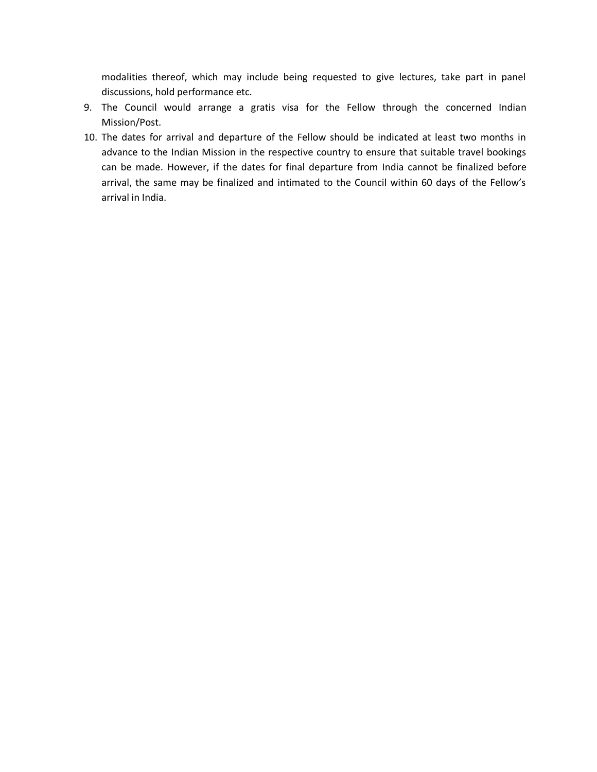modalities thereof, which may include being requested to give lectures, take part in panel discussions, hold performance etc.

9. The Council would arrange a gratis visa for the Fellow through the concerned Indian Mission/Post.
10. The dates for arrival and departure of the Fellow should be indicated at least two months in advance to the Indian Mission in the respective country to ensure that suitable travel bookings can be made. However, if the dates for final departure from India cannot be finalized before arrival, the same may be finalized and intimated to the Council within 60 days of the Fellow's arrival in India.